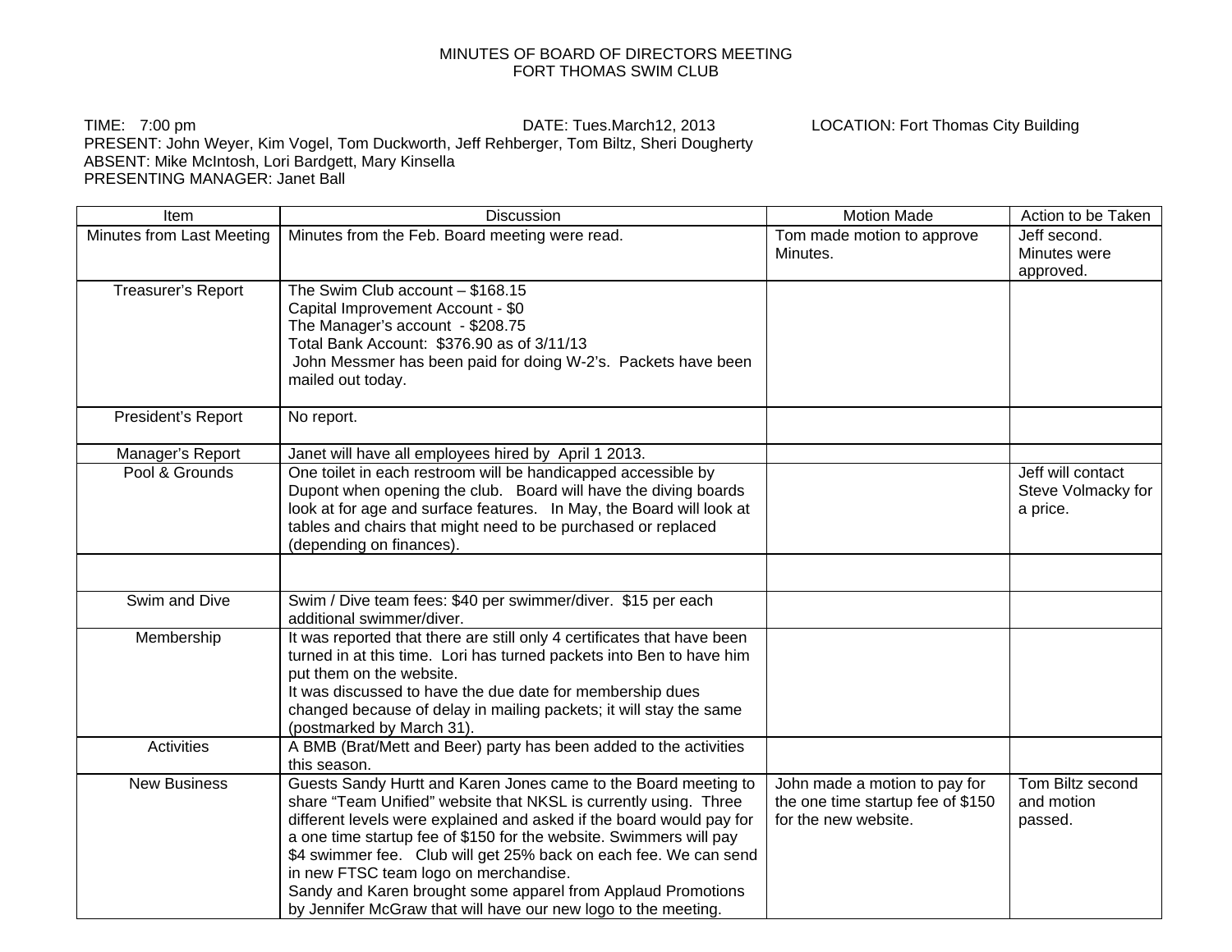# MINUTES OF BOARD OF DIRECTORS MEETING
# FORT THOMAS SWIM CLUB

TIME: 7:00 pm DATE: Tues.March12, 2013 LOCATION: Fort Thomas City Building
PRESENT: John Weyer, Kim Vogel, Tom Duckworth, Jeff Rehberger, Tom Biltz, Sheri Dougherty
ABSENT: Mike McIntosh, Lori Bardgett, Mary Kinsella
PRESENTING MANAGER: Janet Ball

| Item | Discussion | Motion Made | Action to be Taken |
| --- | --- | --- | --- |
| Minutes from Last Meeting | Minutes from the Feb. Board meeting were read. | Tom made motion to approve Minutes. | Jeff second. Minutes were approved. |
| Treasurer's Report | The Swim Club account – $168.15<br>Capital Improvement Account - $0<br>The Manager's account - $208.75<br>Total Bank Account: $376.90 as of 3/11/13<br>John Messmer has been paid for doing W-2's. Packets have been mailed out today. | | |
| President's Report | No report. | | |
| Manager's Report | Janet will have all employees hired by April 1 2013. | | |
| Pool & Grounds | One toilet in each restroom will be handicapped accessible by Dupont when opening the club. Board will have the diving boards look at for age and surface features. In May, the Board will look at tables and chairs that might need to be purchased or replaced (depending on finances). | | Jeff will contact Steve Volmacky for a price. |
| | | | |
| Swim and Dive | Swim / Dive team fees: $40 per swimmer/diver. $15 per each additional swimmer/diver. | | |
| Membership | It was reported that there are still only 4 certificates that have been turned in at this time. Lori has turned packets into Ben to have him put them on the website.<br>It was discussed to have the due date for membership dues changed because of delay in mailing packets; it will stay the same (postmarked by March 31). | | |
| Activities | A BMB (Brat/Mett and Beer) party has been added to the activities this season. | | |
| New Business | Guests Sandy Hurtt and Karen Jones came to the Board meeting to share "Team Unified" website that NKSL is currently using. Three different levels were explained and asked if the board would pay for a one time startup fee of $150 for the website. Swimmers will pay $4 swimmer fee. Club will get 25% back on each fee. We can send in new FTSC team logo on merchandise.<br>Sandy and Karen brought some apparel from Applaud Promotions by Jennifer McGraw that will have our new logo to the meeting. | John made a motion to pay for the one time startup fee of $150 for the new website. | Tom Biltz second and motion passed. |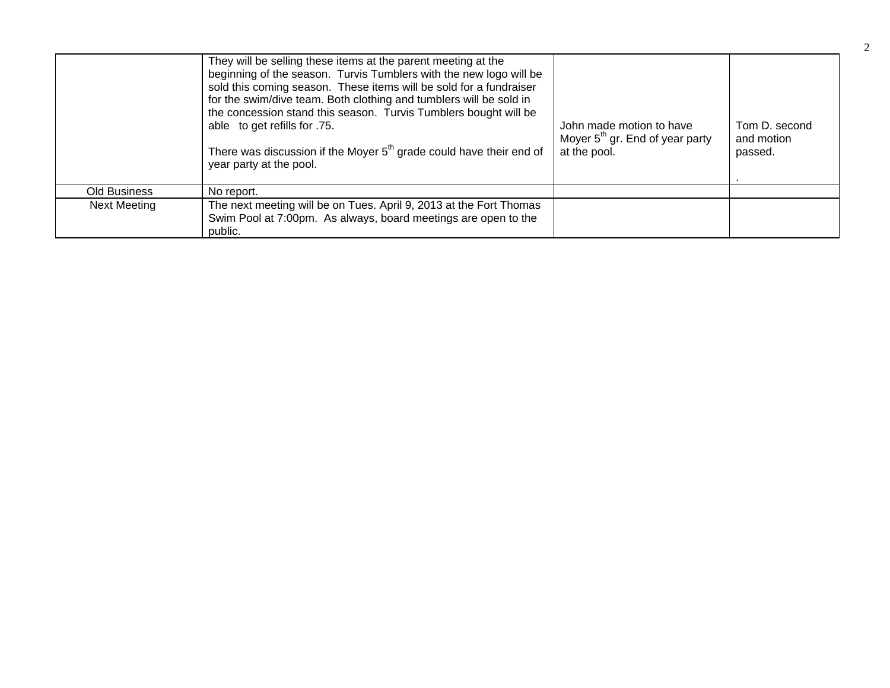| | | | |
|---|---|---|---|
| | They will be selling these items at the parent meeting at the beginning of the season. Turvis Tumblers with the new logo will be sold this coming season. These items will be sold for a fundraiser for the swim/dive team. Both clothing and tumblers will be sold in the concession stand this season. Turvis Tumblers bought will be able to get refills for .75.<br><br>There was discussion if the Moyer 5th grade could have their end of year party at the pool. | John made motion to have Moyer 5th gr. End of year party at the pool. | Tom D. second and motion passed.<br><br>. |
| Old Business | No report. | | |
| Next Meeting | The next meeting will be on Tues. April 9, 2013 at the Fort Thomas Swim Pool at 7:00pm. As always, board meetings are open to the public. | | |